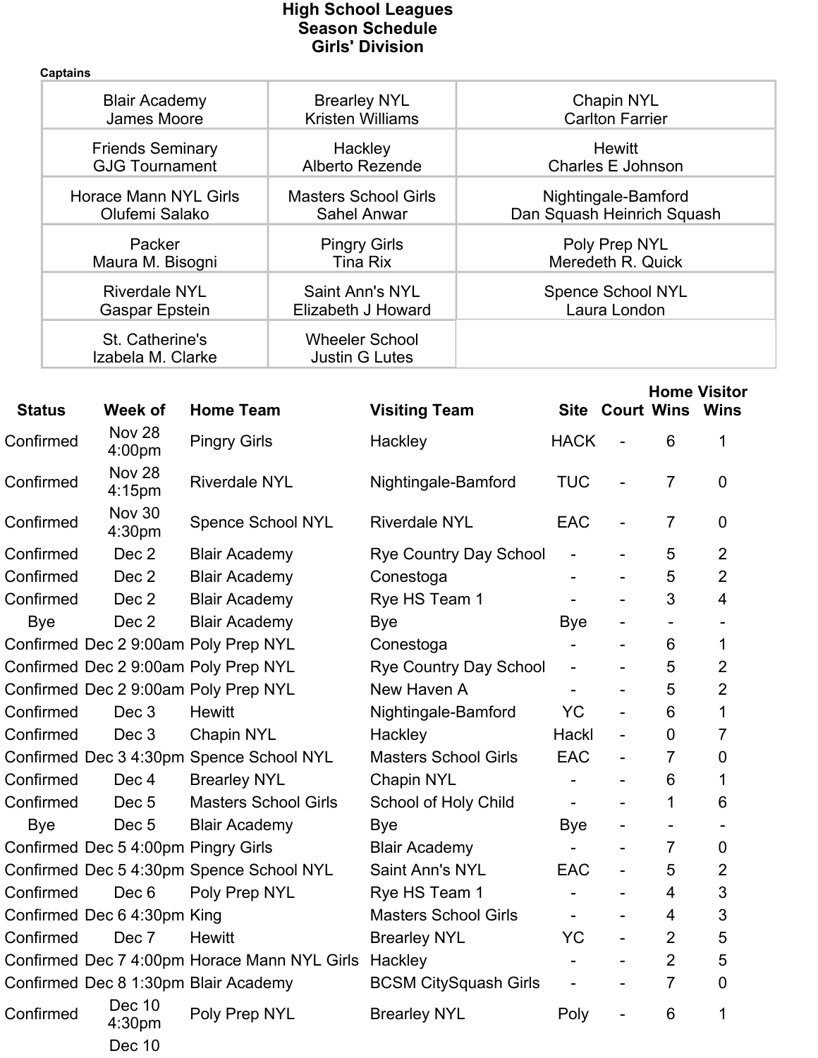# High School Leagues
## Season Schedule
### Girls' Division

**Captains**

| | | |
|---|---|---|
| Blair Academy<br>James Moore | Brearley NYL<br>Kristen Williams | Chapin NYL<br>Carlton Farrier |
| Friends Seminary<br>GJG Tournament | Hackley<br>Alberto Rezende | Hewitt<br>Charles E Johnson |
| Horace Mann NYL Girls<br>Olufemi Salako | Masters School Girls<br>Sahel Anwar | Nightingale-Bamford<br>Dan Squash Heinrich Squash |
| Packer<br>Maura M. Bisogni | Pingry Girls<br>Tina Rix | Poly Prep NYL<br>Meredeth R. Quick |
| Riverdale NYL<br>Gaspar Epstein | Saint Ann's NYL<br>Elizabeth J Howard | Spence School NYL<br>Laura London |
| St. Catherine's<br>Izabela M. Clarke | Wheeler School<br>Justin G Lutes | |

| Status | Week of | Home Team | Visiting Team | Site | Court | Home Wins | Visitor Wins |
|---|---|---|---|---|---|---|---|
| Confirmed | Nov 28 4:00pm | Pingry Girls | Hackley | HACK | - | 6 | 1 |
| Confirmed | Nov 28 4:15pm | Riverdale NYL | Nightingale-Bamford | TUC | - | 7 | 0 |
| Confirmed | Nov 30 4:30pm | Spence School NYL | Riverdale NYL | EAC | - | 7 | 0 |
| Confirmed | Dec 2 | Blair Academy | Rye Country Day School | - | - | 5 | 2 |
| Confirmed | Dec 2 | Blair Academy | Conestoga | - | - | 5 | 2 |
| Confirmed | Dec 2 | Blair Academy | Rye HS Team 1 | - | - | 3 | 4 |
| Bye | Dec 2 | Blair Academy | Bye | Bye | - | - | - |
| Confirmed | Dec 2 9:00am | Poly Prep NYL | Conestoga | - | - | 6 | 1 |
| Confirmed | Dec 2 9:00am | Poly Prep NYL | Rye Country Day School | - | - | 5 | 2 |
| Confirmed | Dec 2 9:00am | Poly Prep NYL | New Haven A | - | - | 5 | 2 |
| Confirmed | Dec 3 | Hewitt | Nightingale-Bamford | YC | - | 6 | 1 |
| Confirmed | Dec 3 | Chapin NYL | Hackley | Hackl | - | 0 | 7 |
| Confirmed | Dec 3 4:30pm | Spence School NYL | Masters School Girls | EAC | - | 7 | 0 |
| Confirmed | Dec 4 | Brearley NYL | Chapin NYL | - | - | 6 | 1 |
| Confirmed | Dec 5 | Masters School Girls | School of Holy Child | - | - | 1 | 6 |
| Bye | Dec 5 | Blair Academy | Bye | Bye | - | - | - |
| Confirmed | Dec 5 4:00pm | Pingry Girls | Blair Academy | - | - | 7 | 0 |
| Confirmed | Dec 5 4:30pm | Spence School NYL | Saint Ann's NYL | EAC | - | 5 | 2 |
| Confirmed | Dec 6 | Poly Prep NYL | Rye HS Team 1 | - | - | 4 | 3 |
| Confirmed | Dec 6 4:30pm | King | Masters School Girls | - | - | 4 | 3 |
| Confirmed | Dec 7 | Hewitt | Brearley NYL | YC | - | 2 | 5 |
| Confirmed | Dec 7 4:00pm | Horace Mann NYL Girls | Hackley | - | - | 2 | 5 |
| Confirmed | Dec 8 1:30pm | Blair Academy | BCSM CitySquash Girls | - | - | 7 | 0 |
| Confirmed | Dec 10 4:30pm | Poly Prep NYL | Brearley NYL | Poly | - | 6 | 1 |
| | Dec 10 | | | | | | |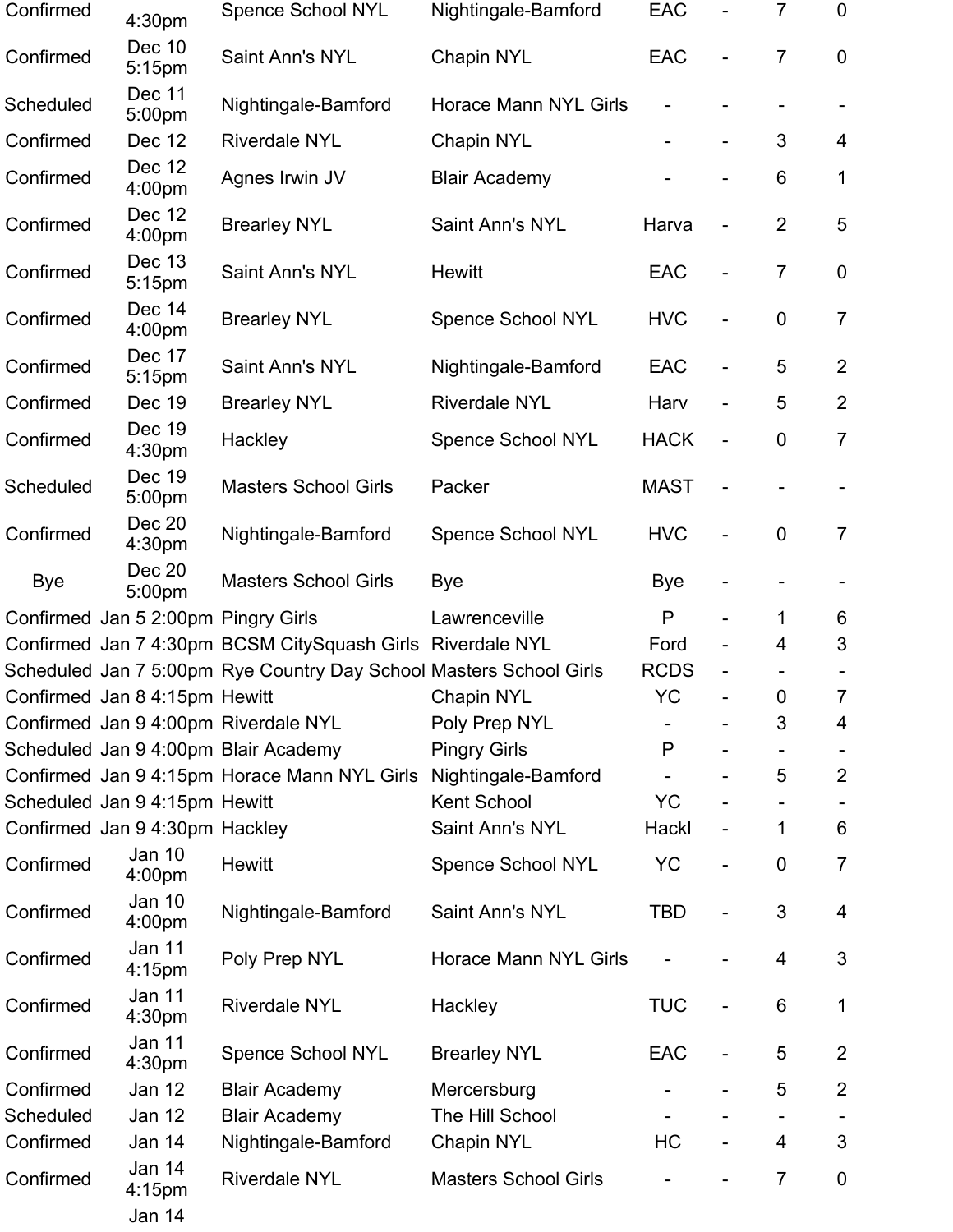| | | | | | | | |
|---|---|---|---|---|---|---|---|
| Confirmed | 4:30pm | Spence School NYL | Nightingale-Bamford | EAC | - | 7 | 0 |
| Confirmed | Dec 10 5:15pm | Saint Ann's NYL | Chapin NYL | EAC | - | 7 | 0 |
| Scheduled | Dec 11 5:00pm | Nightingale-Bamford | Horace Mann NYL Girls | - | - | - | - |
| Confirmed | Dec 12 | Riverdale NYL | Chapin NYL | - | - | 3 | 4 |
| Confirmed | Dec 12 4:00pm | Agnes Irwin JV | Blair Academy | - | - | 6 | 1 |
| Confirmed | Dec 12 4:00pm | Brearley NYL | Saint Ann's NYL | Harva | - | 2 | 5 |
| Confirmed | Dec 13 5:15pm | Saint Ann's NYL | Hewitt | EAC | - | 7 | 0 |
| Confirmed | Dec 14 4:00pm | Brearley NYL | Spence School NYL | HVC | - | 0 | 7 |
| Confirmed | Dec 17 5:15pm | Saint Ann's NYL | Nightingale-Bamford | EAC | - | 5 | 2 |
| Confirmed | Dec 19 | Brearley NYL | Riverdale NYL | Harv | - | 5 | 2 |
| Confirmed | Dec 19 4:30pm | Hackley | Spence School NYL | HACK | - | 0 | 7 |
| Scheduled | Dec 19 5:00pm | Masters School Girls | Packer | MAST | - | - | - |
| Confirmed | Dec 20 4:30pm | Nightingale-Bamford | Spence School NYL | HVC | - | 0 | 7 |
| Bye | Dec 20 5:00pm | Masters School Girls | Bye | Bye | - | - | - |
| Confirmed | Jan 5 2:00pm | Pingry Girls | Lawrenceville | P | - | 1 | 6 |
| Confirmed | Jan 7 4:30pm | BCSM CitySquash Girls | Riverdale NYL | Ford | - | 4 | 3 |
| Scheduled | Jan 7 5:00pm | Rye Country Day School | Masters School Girls | RCDS | - | - | - |
| Confirmed | Jan 8 4:15pm | Hewitt | Chapin NYL | YC | - | 0 | 7 |
| Confirmed | Jan 9 4:00pm | Riverdale NYL | Poly Prep NYL | - | - | 3 | 4 |
| Scheduled | Jan 9 4:00pm | Blair Academy | Pingry Girls | P | - | - | - |
| Confirmed | Jan 9 4:15pm | Horace Mann NYL Girls | Nightingale-Bamford | - | - | 5 | 2 |
| Scheduled | Jan 9 4:15pm | Hewitt | Kent School | YC | - | - | - |
| Confirmed | Jan 9 4:30pm | Hackley | Saint Ann's NYL | Hackl | - | 1 | 6 |
| Confirmed | Jan 10 4:00pm | Hewitt | Spence School NYL | YC | - | 0 | 7 |
| Confirmed | Jan 10 4:00pm | Nightingale-Bamford | Saint Ann's NYL | TBD | - | 3 | 4 |
| Confirmed | Jan 11 4:15pm | Poly Prep NYL | Horace Mann NYL Girls | - | - | 4 | 3 |
| Confirmed | Jan 11 4:30pm | Riverdale NYL | Hackley | TUC | - | 6 | 1 |
| Confirmed | Jan 11 4:30pm | Spence School NYL | Brearley NYL | EAC | - | 5 | 2 |
| Confirmed | Jan 12 | Blair Academy | Mercersburg | - | - | 5 | 2 |
| Scheduled | Jan 12 | Blair Academy | The Hill School | - | - | - | - |
| Confirmed | Jan 14 | Nightingale-Bamford | Chapin NYL | HC | - | 4 | 3 |
| Confirmed | Jan 14 4:15pm | Riverdale NYL | Masters School Girls | - | - | 7 | 0 |
| | Jan 14 | | | | | | |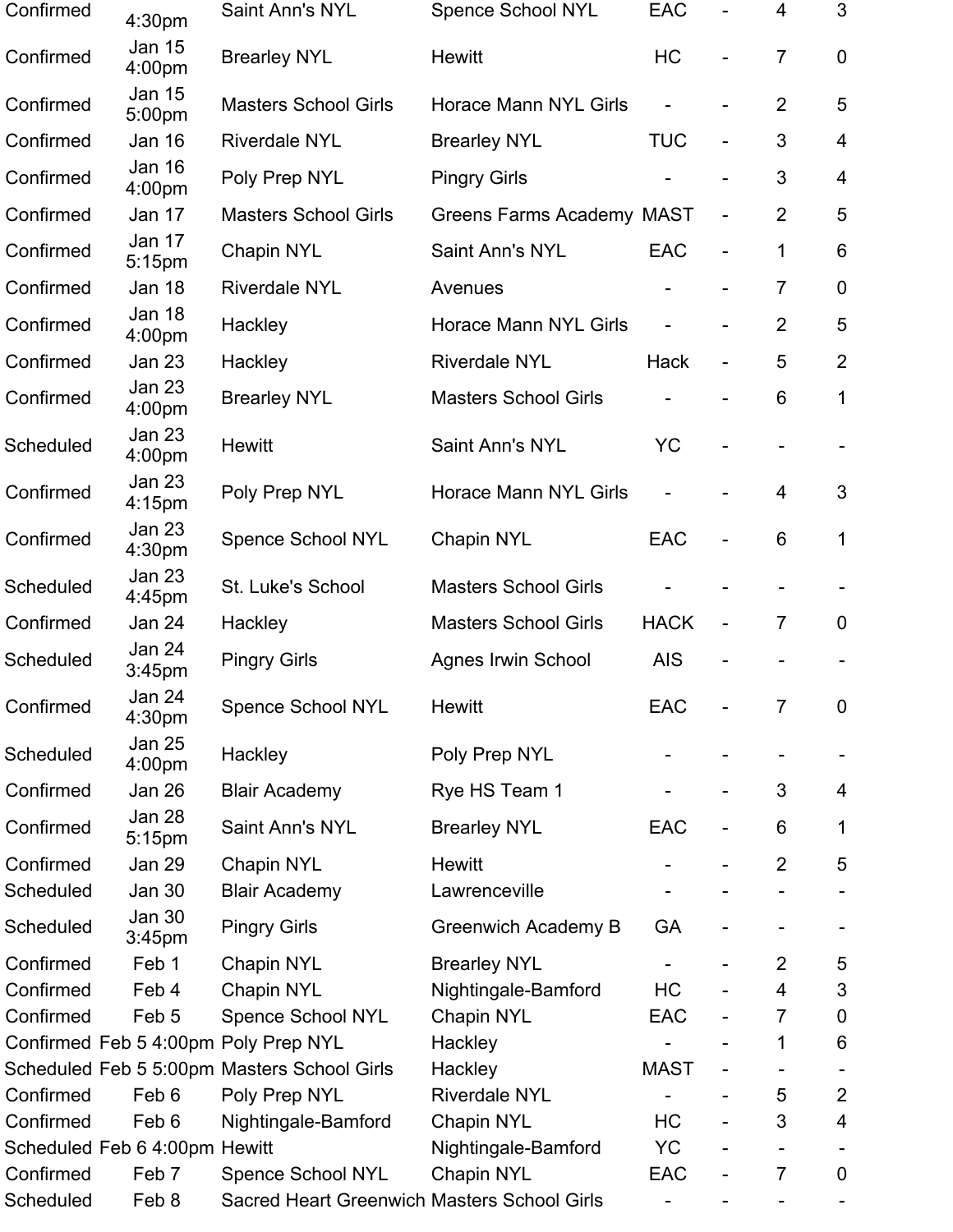| | | | | | | | |
|---|---|---|---|---|---|---|---|
| Confirmed | 4:30pm | Saint Ann's NYL | Spence School NYL | EAC | - | 4 | 3 |
| Confirmed | Jan 15 4:00pm | Brearley NYL | Hewitt | HC | - | 7 | 0 |
| Confirmed | Jan 15 5:00pm | Masters School Girls | Horace Mann NYL Girls | - | - | 2 | 5 |
| Confirmed | Jan 16 | Riverdale NYL | Brearley NYL | TUC | - | 3 | 4 |
| Confirmed | Jan 16 4:00pm | Poly Prep NYL | Pingry Girls | - | - | 3 | 4 |
| Confirmed | Jan 17 | Masters School Girls | Greens Farms Academy | MAST | - | 2 | 5 |
| Confirmed | Jan 17 5:15pm | Chapin NYL | Saint Ann's NYL | EAC | - | 1 | 6 |
| Confirmed | Jan 18 | Riverdale NYL | Avenues | - | - | 7 | 0 |
| Confirmed | Jan 18 4:00pm | Hackley | Horace Mann NYL Girls | - | - | 2 | 5 |
| Confirmed | Jan 23 | Hackley | Riverdale NYL | Hack | - | 5 | 2 |
| Confirmed | Jan 23 4:00pm | Brearley NYL | Masters School Girls | - | - | 6 | 1 |
| Scheduled | Jan 23 4:00pm | Hewitt | Saint Ann's NYL | YC | - | - | - |
| Confirmed | Jan 23 4:15pm | Poly Prep NYL | Horace Mann NYL Girls | - | - | 4 | 3 |
| Confirmed | Jan 23 4:30pm | Spence School NYL | Chapin NYL | EAC | - | 6 | 1 |
| Scheduled | Jan 23 4:45pm | St. Luke's School | Masters School Girls | - | - | - | - |
| Confirmed | Jan 24 | Hackley | Masters School Girls | HACK | - | 7 | 0 |
| Scheduled | Jan 24 3:45pm | Pingry Girls | Agnes Irwin School | AIS | - | - | - |
| Confirmed | Jan 24 4:30pm | Spence School NYL | Hewitt | EAC | - | 7 | 0 |
| Scheduled | Jan 25 4:00pm | Hackley | Poly Prep NYL | - | - | - | - |
| Confirmed | Jan 26 | Blair Academy | Rye HS Team 1 | - | - | 3 | 4 |
| Confirmed | Jan 28 5:15pm | Saint Ann's NYL | Brearley NYL | EAC | - | 6 | 1 |
| Confirmed | Jan 29 | Chapin NYL | Hewitt | - | - | 2 | 5 |
| Scheduled | Jan 30 | Blair Academy | Lawrenceville | - | - | - | - |
| Scheduled | Jan 30 3:45pm | Pingry Girls | Greenwich Academy B | GA | - | - | - |
| Confirmed | Feb 1 | Chapin NYL | Brearley NYL | - | - | 2 | 5 |
| Confirmed | Feb 4 | Chapin NYL | Nightingale-Bamford | HC | - | 4 | 3 |
| Confirmed | Feb 5 | Spence School NYL | Chapin NYL | EAC | - | 7 | 0 |
| Confirmed | Feb 5 4:00pm | Poly Prep NYL | Hackley | - | - | 1 | 6 |
| Scheduled | Feb 5 5:00pm | Masters School Girls | Hackley | MAST | - | - | - |
| Confirmed | Feb 6 | Poly Prep NYL | Riverdale NYL | - | - | 5 | 2 |
| Confirmed | Feb 6 | Nightingale-Bamford | Chapin NYL | HC | - | 3 | 4 |
| Scheduled | Feb 6 4:00pm | Hewitt | Nightingale-Bamford | YC | - | - | - |
| Confirmed | Feb 7 | Spence School NYL | Chapin NYL | EAC | - | 7 | 0 |
| Scheduled | Feb 8 | Sacred Heart Greenwich | Masters School Girls | - | - | - | - |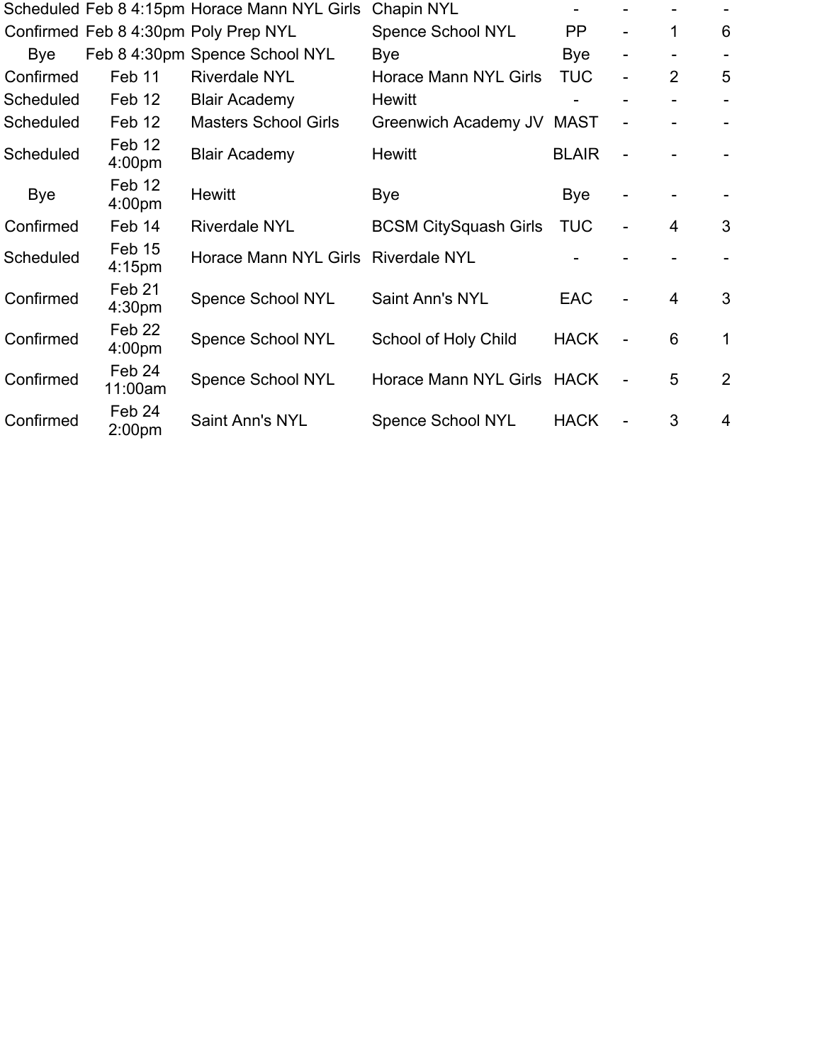| | | | | | | | |
|---|---|---|---|---|---|---|---|
| Scheduled | Feb 8 4:15pm | Horace Mann NYL Girls | Chapin NYL | - | - | - | - |
| Confirmed | Feb 8 4:30pm | Poly Prep NYL | Spence School NYL | PP | - | 1 | 6 |
| Bye | Feb 8 4:30pm | Spence School NYL | Bye | Bye | - | - | - |
| Confirmed | Feb 11 | Riverdale NYL | Horace Mann NYL Girls | TUC | - | 2 | 5 |
| Scheduled | Feb 12 | Blair Academy | Hewitt | - | - | - | - |
| Scheduled | Feb 12 | Masters School Girls | Greenwich Academy JV | MAST | - | - | - |
| Scheduled | Feb 12 4:00pm | Blair Academy | Hewitt | BLAIR | - | - | - |
| Bye | Feb 12 4:00pm | Hewitt | Bye | Bye | - | - | - |
| Confirmed | Feb 14 | Riverdale NYL | BCSM CitySquash Girls | TUC | - | 4 | 3 |
| Scheduled | Feb 15 4:15pm | Horace Mann NYL Girls | Riverdale NYL | - | - | - | - |
| Confirmed | Feb 21 4:30pm | Spence School NYL | Saint Ann's NYL | EAC | - | 4 | 3 |
| Confirmed | Feb 22 4:00pm | Spence School NYL | School of Holy Child | HACK | - | 6 | 1 |
| Confirmed | Feb 24 11:00am | Spence School NYL | Horace Mann NYL Girls | HACK | - | 5 | 2 |
| Confirmed | Feb 24 2:00pm | Saint Ann's NYL | Spence School NYL | HACK | - | 3 | 4 |